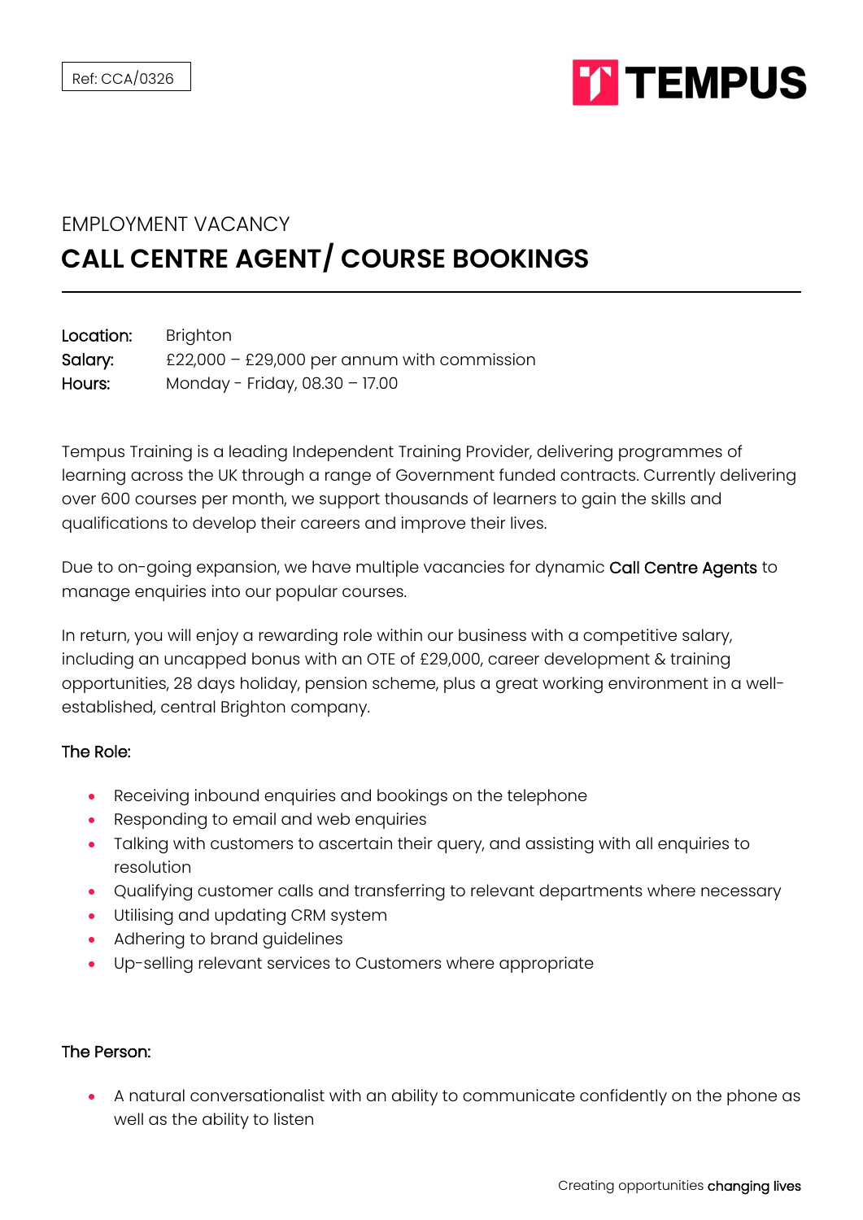Ref: CCA/0326

TEMPUS

EMPLOYMENT VACANCY

# CALL CENTRE AGENT/ COURSE BOOKINGS

**Location:** Brighton
**Salary:** £22,000 – £29,000 per annum with commission
**Hours:** Monday - Friday, 08.30 – 17.00

Tempus Training is a leading Independent Training Provider, delivering programmes of learning across the UK through a range of Government funded contracts. Currently delivering over 600 courses per month, we support thousands of learners to gain the skills and qualifications to develop their careers and improve their lives.

Due to on-going expansion, we have multiple vacancies for dynamic **Call Centre Agents** to manage enquiries into our popular courses.

In return, you will enjoy a rewarding role within our business with a competitive salary, including an uncapped bonus with an OTE of £29,000, career development & training opportunities, 28 days holiday, pension scheme, plus a great working environment in a well-established, central Brighton company.

## The Role:

- Receiving inbound enquiries and bookings on the telephone
- Responding to email and web enquiries
- Talking with customers to ascertain their query, and assisting with all enquiries to resolution
- Qualifying customer calls and transferring to relevant departments where necessary
- Utilising and updating CRM system
- Adhering to brand guidelines
- Up-selling relevant services to Customers where appropriate

## The Person:

- A natural conversationalist with an ability to communicate confidently on the phone as well as the ability to listen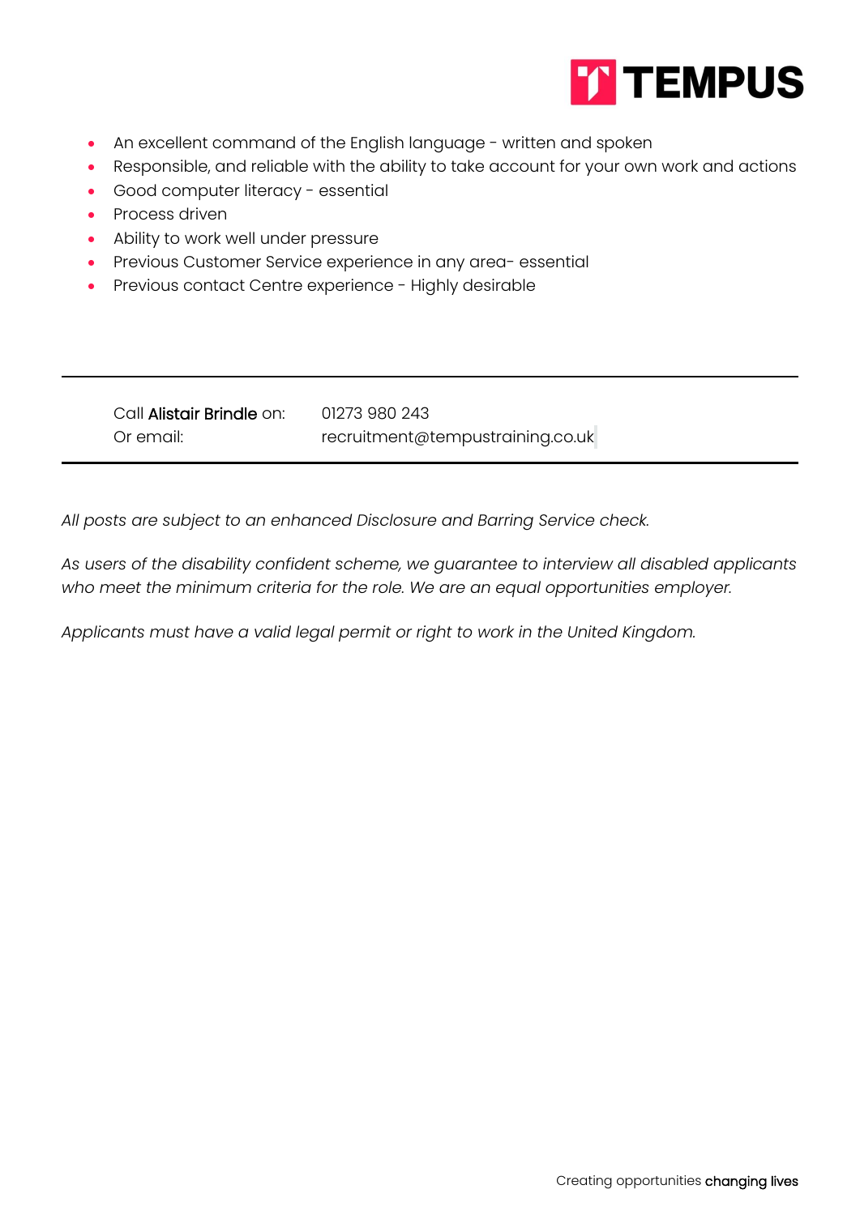- An excellent command of the English language - written and spoken
- Responsible, and reliable with the ability to take account for your own work and actions
- Good computer literacy - essential
- Process driven
- Ability to work well under pressure
- Previous Customer Service experience in any area- essential
- Previous contact Centre experience - Highly desirable

---

| | |
|---|---|
| Call **Alistair Brindle** on: | 01273 980 243 |
| Or email: | recruitment@tempustraining.co.uk |

---

*All posts are subject to an enhanced Disclosure and Barring Service check.*

*As users of the disability confident scheme, we guarantee to interview all disabled applicants who meet the minimum criteria for the role. We are an equal opportunities employer.*

*Applicants must have a valid legal permit or right to work in the United Kingdom.*